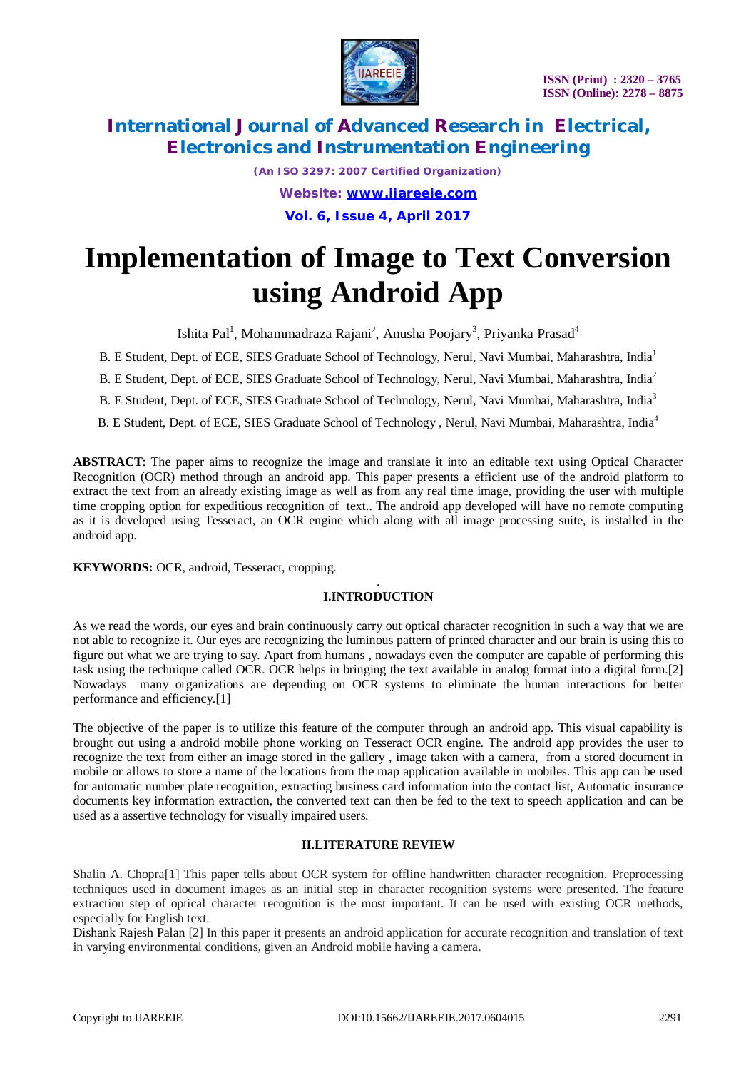# Implementation of Image to Text Conversion using Android App

Ishita Pal[1], Mohammadraza Rajani[2], Anusha Poojary[3], Priyanka Prasad[4]

B. E Student, Dept. of ECE, SIES Graduate School of Technology, Nerul, Navi Mumbai, Maharashtra, India[1]

B. E Student, Dept. of ECE, SIES Graduate School of Technology, Nerul, Navi Mumbai, Maharashtra, India[2]

B. E Student, Dept. of ECE, SIES Graduate School of Technology, Nerul, Navi Mumbai, Maharashtra, India[3]

B. E Student, Dept. of ECE, SIES Graduate School of Technology , Nerul, Navi Mumbai, Maharashtra, India[4]

**ABSTRACT**: The paper aims to recognize the image and translate it into an editable text using Optical Character Recognition (OCR) method through an android app. This paper presents a efficient use of the android platform to extract the text from an already existing image as well as from any real time image, providing the user with multiple time cropping option for expeditious recognition of text.. The android app developed will have no remote computing as it is developed using Tesseract, an OCR engine which along with all image processing suite, is installed in the android app.

**KEYWORDS:** OCR, android, Tesseract, cropping.

## I.INTRODUCTION

As we read the words, our eyes and brain continuously carry out optical character recognition in such a way that we are not able to recognize it. Our eyes are recognizing the luminous pattern of printed character and our brain is using this to figure out what we are trying to say. Apart from humans , nowadays even the computer are capable of performing this task using the technique called OCR. OCR helps in bringing the text available in analog format into a digital form.[2] Nowadays many organizations are depending on OCR systems to eliminate the human interactions for better performance and efficiency.[1]

The objective of the paper is to utilize this feature of the computer through an android app. This visual capability is brought out using a android mobile phone working on Tesseract OCR engine. The android app provides the user to recognize the text from either an image stored in the gallery , image taken with a camera, from a stored document in mobile or allows to store a name of the locations from the map application available in mobiles. This app can be used for automatic number plate recognition, extracting business card information into the contact list, Automatic insurance documents key information extraction, the converted text can then be fed to the text to speech application and can be used as a assertive technology for visually impaired users.

## II.LITERATURE REVIEW

Shalin A. Chopra[1] This paper tells about OCR system for offline handwritten character recognition. Preprocessing techniques used in document images as an initial step in character recognition systems were presented. The feature extraction step of optical character recognition is the most important. It can be used with existing OCR methods, especially for English text.

Dishank Rajesh Palan [2] In this paper it presents an android application for accurate recognition and translation of text in varying environmental conditions, given an Android mobile having a camera.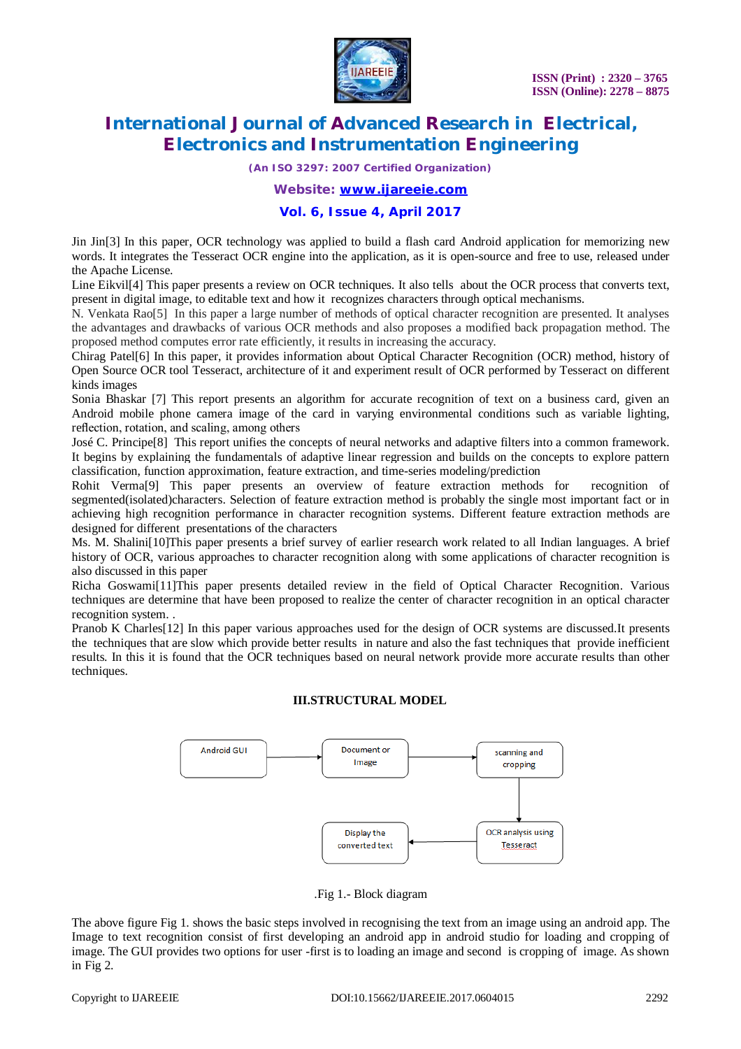Jin Jin[3] In this paper, OCR technology was applied to build a flash card Android application for memorizing new words. It integrates the Tesseract OCR engine into the application, as it is open-source and free to use, released under the Apache License.

Line Eikvil[4] This paper presents a review on OCR techniques. It also tells about the OCR process that converts text, present in digital image, to editable text and how it recognizes characters through optical mechanisms.

N. Venkata Rao[5] In this paper a large number of methods of optical character recognition are presented. It analyses the advantages and drawbacks of various OCR methods and also proposes a modified back propagation method. The proposed method computes error rate efficiently, it results in increasing the accuracy.

Chirag Patel[6] In this paper, it provides information about Optical Character Recognition (OCR) method, history of Open Source OCR tool Tesseract, architecture of it and experiment result of OCR performed by Tesseract on different kinds images

Sonia Bhaskar [7] This report presents an algorithm for accurate recognition of text on a business card, given an Android mobile phone camera image of the card in varying environmental conditions such as variable lighting, reflection, rotation, and scaling, among others

José C. Principe[8] This report unifies the concepts of neural networks and adaptive filters into a common framework. It begins by explaining the fundamentals of adaptive linear regression and builds on the concepts to explore pattern classification, function approximation, feature extraction, and time-series modeling/prediction

Rohit Verma[9] This paper presents an overview of feature extraction methods for recognition of segmented(isolated)characters. Selection of feature extraction method is probably the single most important fact or in achieving high recognition performance in character recognition systems. Different feature extraction methods are designed for different presentations of the characters

Ms. M. Shalini[10]This paper presents a brief survey of earlier research work related to all Indian languages. A brief history of OCR, various approaches to character recognition along with some applications of character recognition is also discussed in this paper

Richa Goswami[11]This paper presents detailed review in the field of Optical Character Recognition. Various techniques are determine that have been proposed to realize the center of character recognition in an optical character recognition system. .

Pranob K Charles[12] In this paper various approaches used for the design of OCR systems are discussed.It presents the techniques that are slow which provide better results in nature and also the fast techniques that provide inefficient results. In this it is found that the OCR techniques based on neural network provide more accurate results than other techniques.

## III.STRUCTURAL MODEL

Android GUI → Document or Image → scanning and cropping → OCR analysis using Tesseract → Display the converted text

.Fig 1.- Block diagram

The above figure Fig 1. shows the basic steps involved in recognising the text from an image using an android app. The Image to text recognition consist of first developing an android app in android studio for loading and cropping of image. The GUI provides two options for user -first is to loading an image and second is cropping of image. As shown in Fig 2.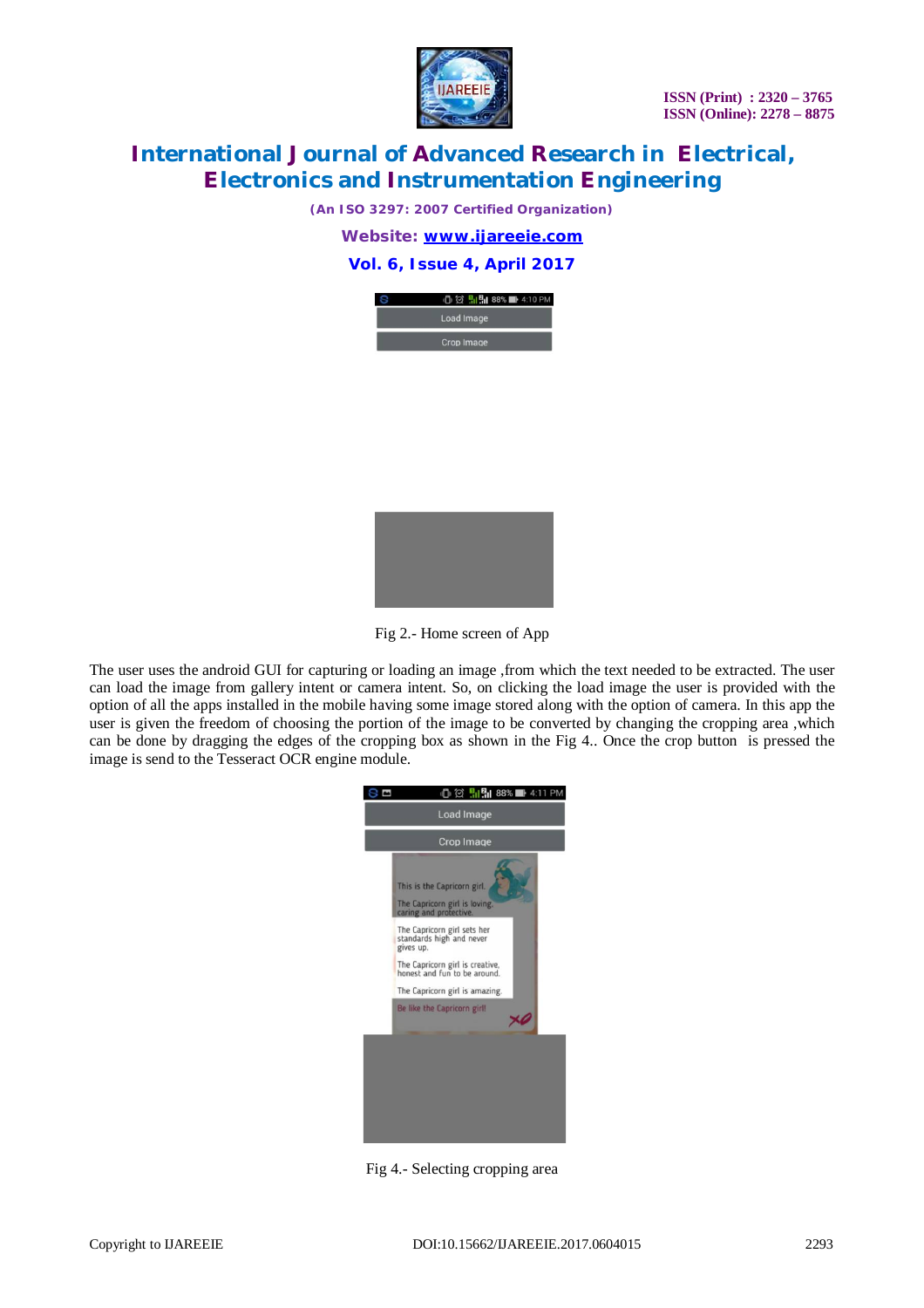Fig 2.- Home screen of App

The user uses the android GUI for capturing or loading an image ,from which the text needed to be extracted. The user can load the image from gallery intent or camera intent. So, on clicking the load image the user is provided with the option of all the apps installed in the mobile having some image stored along with the option of camera. In this app the user is given the freedom of choosing the portion of the image to be converted by changing the cropping area ,which can be done by dragging the edges of the cropping box as shown in the Fig 4.. Once the crop button is pressed the image is send to the Tesseract OCR engine module.

Fig 4.- Selecting cropping area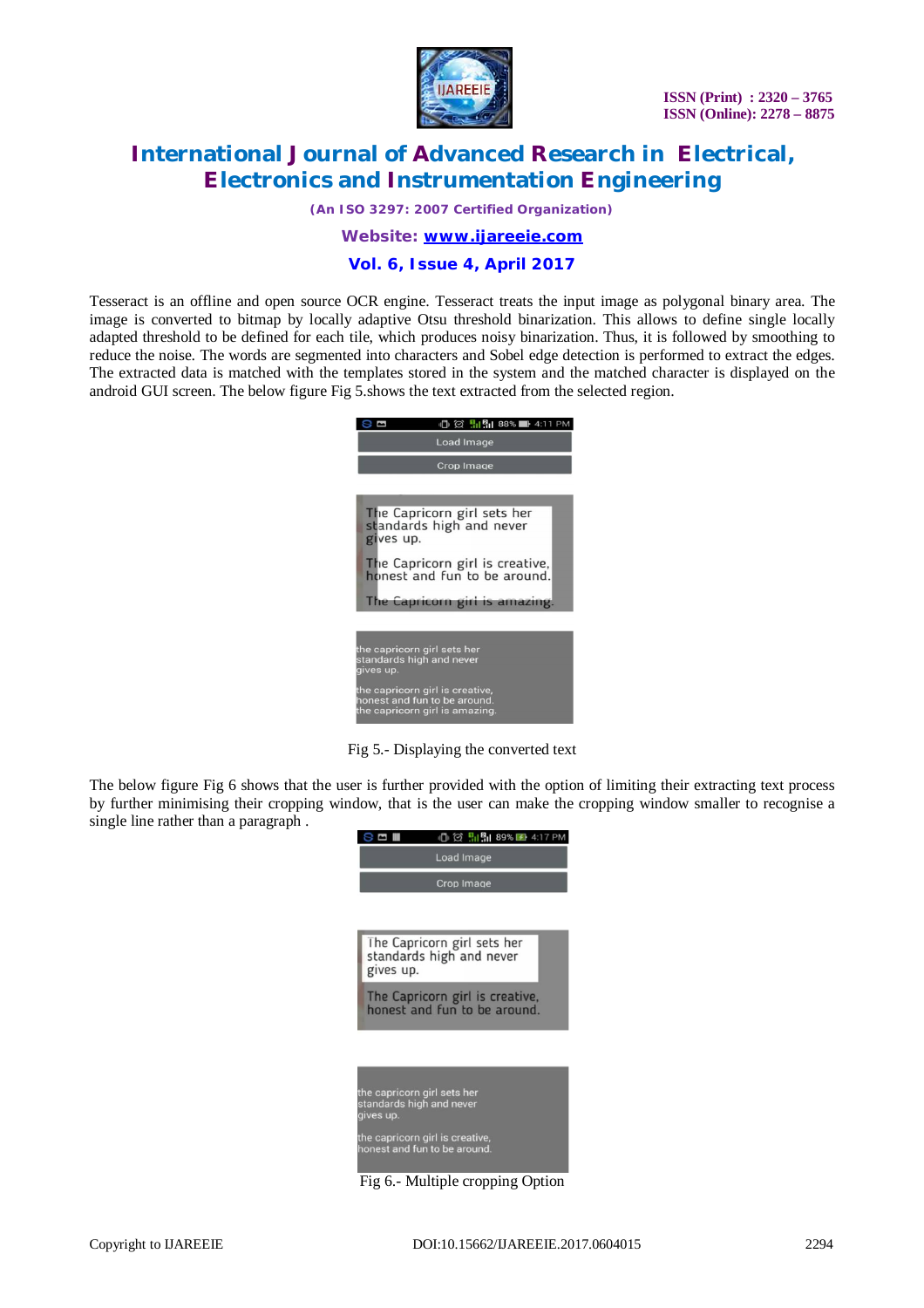Tesseract is an offline and open source OCR engine. Tesseract treats the input image as polygonal binary area. The image is converted to bitmap by locally adaptive Otsu threshold binarization. This allows to define single locally adapted threshold to be defined for each tile, which produces noisy binarization. Thus, it is followed by smoothing to reduce the noise. The words are segmented into characters and Sobel edge detection is performed to extract the edges. The extracted data is matched with the templates stored in the system and the matched character is displayed on the android GUI screen. The below figure Fig 5.shows the text extracted from the selected region.

Fig 5.- Displaying the converted text

The below figure Fig 6 shows that the user is further provided with the option of limiting their extracting text process by further minimising their cropping window, that is the user can make the cropping window smaller to recognise a single line rather than a paragraph .

Fig 6.- Multiple cropping Option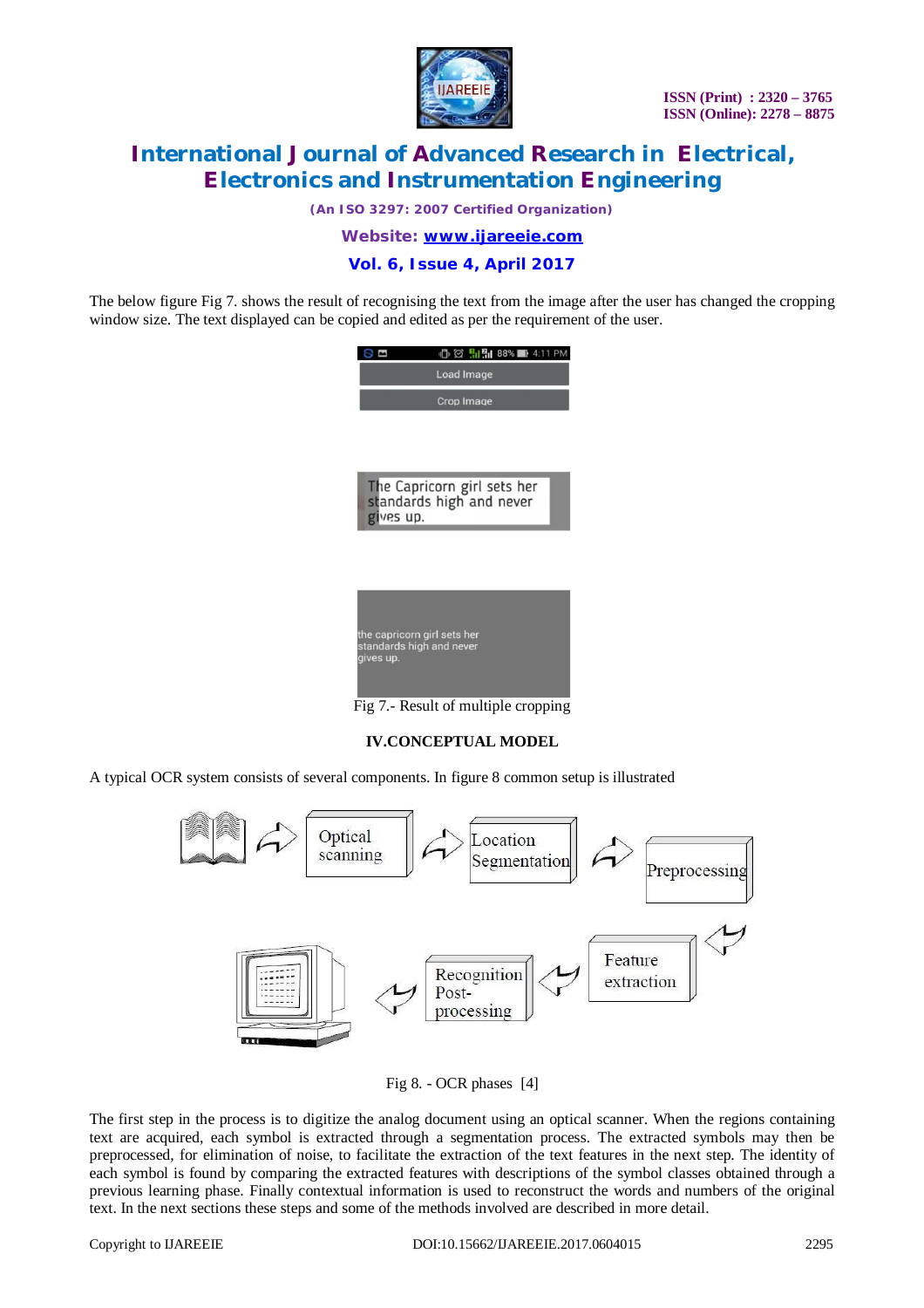The below figure Fig 7. shows the result of recognising the text from the image after the user has changed the cropping window size. The text displayed can be copied and edited as per the requirement of the user.

Fig 7.- Result of multiple cropping

## IV.CONCEPTUAL MODEL

A typical OCR system consists of several components. In figure 8 common setup is illustrated

Fig 8. - OCR phases [4]

The first step in the process is to digitize the analog document using an optical scanner. When the regions containing text are acquired, each symbol is extracted through a segmentation process. The extracted symbols may then be preprocessed, for elimination of noise, to facilitate the extraction of the text features in the next step. The identity of each symbol is found by comparing the extracted features with descriptions of the symbol classes obtained through a previous learning phase. Finally contextual information is used to reconstruct the words and numbers of the original text. In the next sections these steps and some of the methods involved are described in more detail.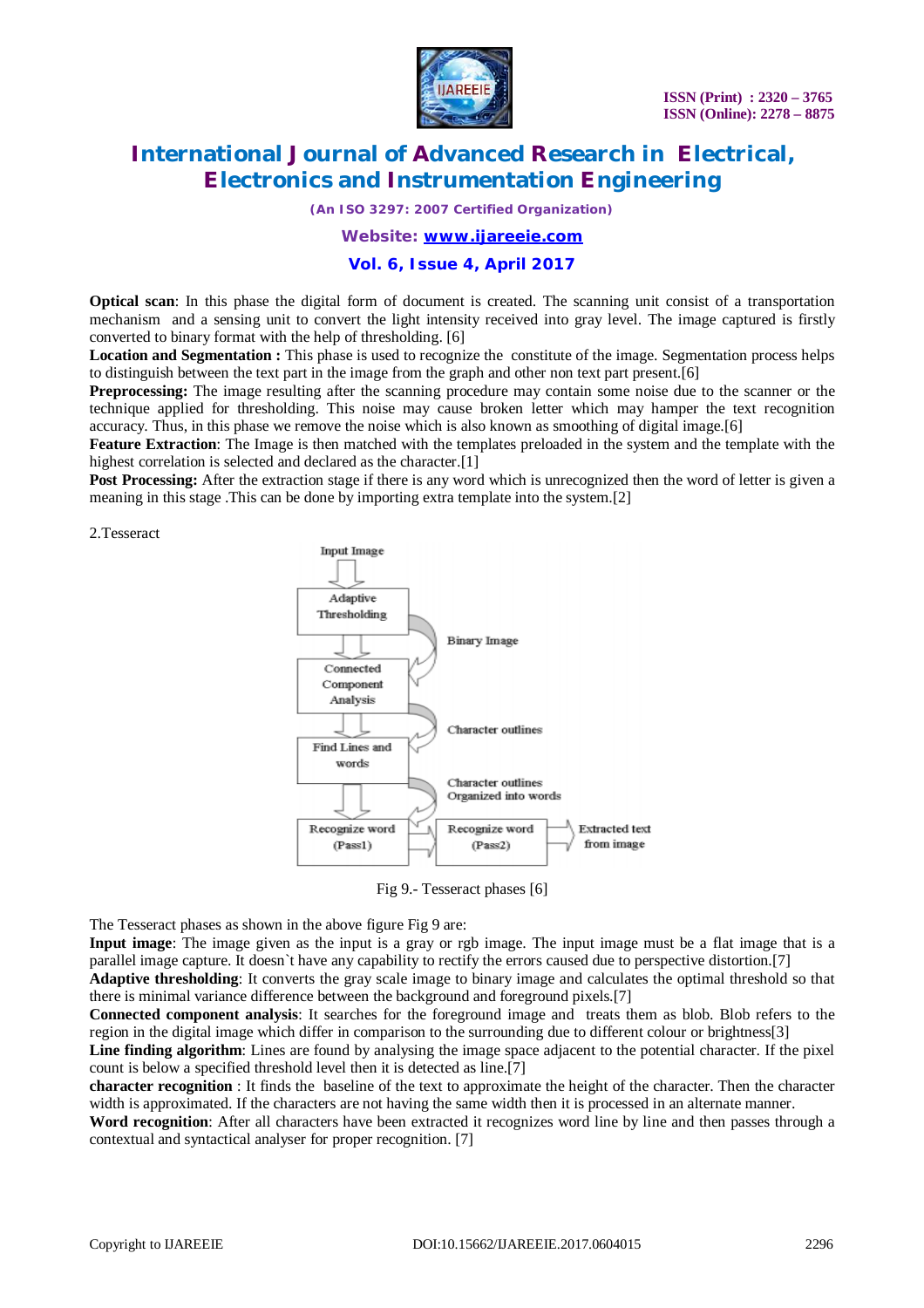**Optical scan**: In this phase the digital form of document is created. The scanning unit consist of a transportation mechanism and a sensing unit to convert the light intensity received into gray level. The image captured is firstly converted to binary format with the help of thresholding. [6]

**Location and Segmentation :** This phase is used to recognize the constitute of the image. Segmentation process helps to distinguish between the text part in the image from the graph and other non text part present.[6]

**Preprocessing:** The image resulting after the scanning procedure may contain some noise due to the scanner or the technique applied for thresholding. This noise may cause broken letter which may hamper the text recognition accuracy. Thus, in this phase we remove the noise which is also known as smoothing of digital image.[6]

**Feature Extraction**: The Image is then matched with the templates preloaded in the system and the template with the highest correlation is selected and declared as the character.[1]

**Post Processing:** After the extraction stage if there is any word which is unrecognized then the word of letter is given a meaning in this stage .This can be done by importing extra template into the system.[2]

2.Tesseract

Input Image → Adaptive Thresholding → (Binary Image) → Connected Component Analysis → (Character outlines) → Find Lines and words → (Character outlines Organized into words) → Recognize word (Pass1) → Recognize word (Pass2) → Extracted text from image

Fig 9.- Tesseract phases [6]

The Tesseract phases as shown in the above figure Fig 9 are:

**Input image**: The image given as the input is a gray or rgb image. The input image must be a flat image that is a parallel image capture. It doesn`t have any capability to rectify the errors caused due to perspective distortion.[7]

**Adaptive thresholding**: It converts the gray scale image to binary image and calculates the optimal threshold so that there is minimal variance difference between the background and foreground pixels.[7]

**Connected component analysis**: It searches for the foreground image and treats them as blob. Blob refers to the region in the digital image which differ in comparison to the surrounding due to different colour or brightness[3]

**Line finding algorithm**: Lines are found by analysing the image space adjacent to the potential character. If the pixel count is below a specified threshold level then it is detected as line.[7]

**character recognition** : It finds the baseline of the text to approximate the height of the character. Then the character width is approximated. If the characters are not having the same width then it is processed in an alternate manner.

**Word recognition**: After all characters have been extracted it recognizes word line by line and then passes through a contextual and syntactical analyser for proper recognition. [7]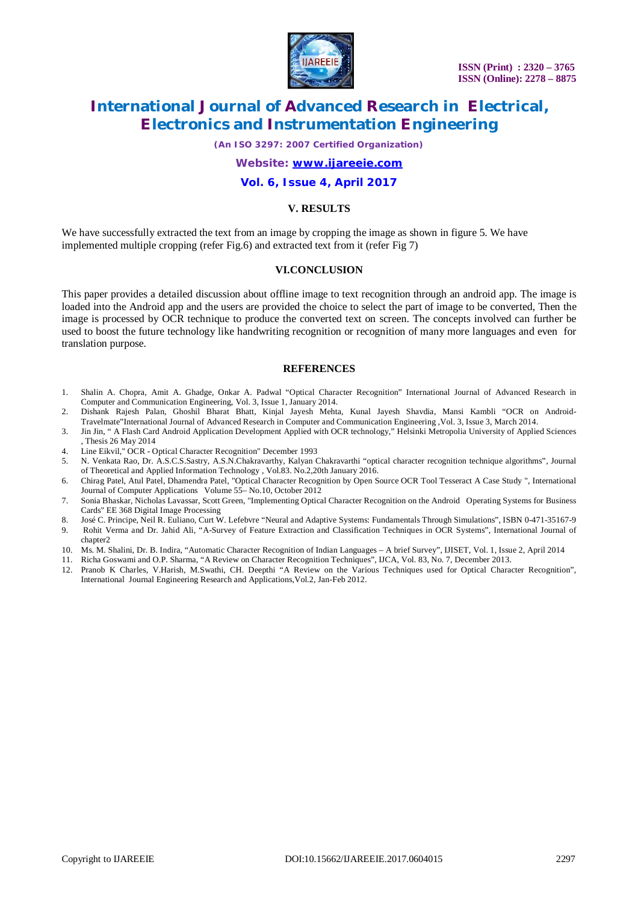## V. RESULTS

We have successfully extracted the text from an image by cropping the image as shown in figure 5. We have implemented multiple cropping (refer Fig.6) and extracted text from it (refer Fig 7)

## VI.CONCLUSION

This paper provides a detailed discussion about offline image to text recognition through an android app. The image is loaded into the Android app and the users are provided the choice to select the part of image to be converted, Then the image is processed by OCR technique to produce the converted text on screen. The concepts involved can further be used to boost the future technology like handwriting recognition or recognition of many more languages and even for translation purpose.

## REFERENCES

1. Shalin A. Chopra, Amit A. Ghadge, Onkar A. Padwal "Optical Character Recognition" International Journal of Advanced Research in Computer and Communication Engineering, Vol. 3, Issue 1, January 2014.
2. Dishank Rajesh Palan, Ghoshil Bharat Bhatt, Kinjal Jayesh Mehta, Kunal Jayesh Shavdia, Mansi Kambli "OCR on Android-Travelmate"International Journal of Advanced Research in Computer and Communication Engineering ,Vol. 3, Issue 3, March 2014.
3. Jin Jin, " A Flash Card Android Application Development Applied with OCR technology," Helsinki Metropolia University of Applied Sciences , Thesis 26 May 2014
4. Line Eikvil," OCR - Optical Character Recognition" December 1993
5. N. Venkata Rao, Dr. A.S.C.S.Sastry, A.S.N.Chakravarthy, Kalyan Chakravarthi "optical character recognition technique algorithms", Journal of Theoretical and Applied Information Technology , Vol.83. No.2,20th January 2016.
6. Chirag Patel, Atul Patel, Dhamendra Patel, "Optical Character Recognition by Open Source OCR Tool Tesseract A Case Study ", International Journal of Computer Applications Volume 55– No.10, October 2012
7. Sonia Bhaskar, Nicholas Lavassar, Scott Green, "Implementing Optical Character Recognition on the Android Operating Systems for Business Cards" EE 368 Digital Image Processing
8. José C. Principe, Neil R. Euliano, Curt W. Lefebvre "Neural and Adaptive Systems: Fundamentals Through Simulations", ISBN 0-471-35167-9
9. Rohit Verma and Dr. Jahid Ali, "A-Survey of Feature Extraction and Classification Techniques in OCR Systems", International Journal of chapter2
10. Ms. M. Shalini, Dr. B. Indira, "Automatic Character Recognition of Indian Languages – A brief Survey", IJISET, Vol. 1, Issue 2, April 2014
11. Richa Goswami and O.P. Sharma, "A Review on Character Recognition Techniques", IJCA, Vol. 83, No. 7, December 2013.
12. Pranob K Charles, V.Harish, M.Swathi, CH. Deepthi "A Review on the Various Techniques used for Optical Character Recognition", International Journal Engineering Research and Applications,Vol.2, Jan-Feb 2012.